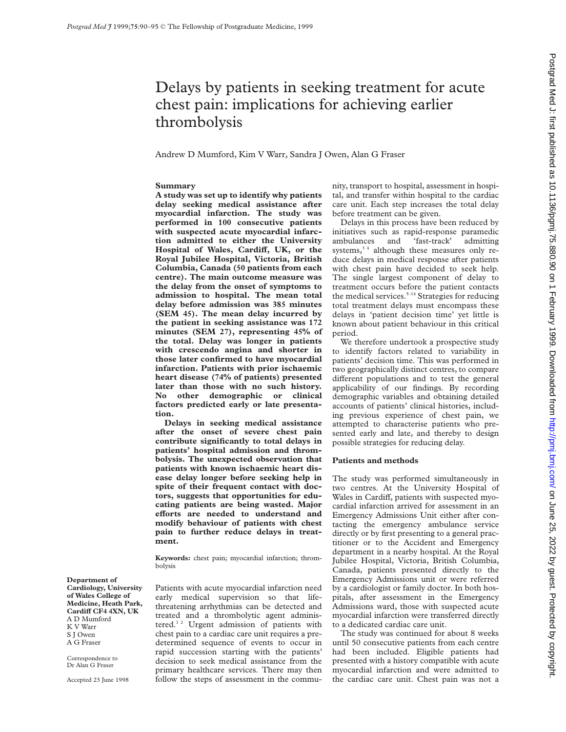# Delays by patients in seeking treatment for acute chest pain: implications for achieving earlier thrombolysis

Andrew D Mumford, Kim V Warr, Sandra J Owen, Alan G Fraser

**Department of Cardiology, University of Wales College of Medicine, Heath Park, Cardiff CF4 4XN, UK**
A D Mumford
K V Warr
S J Owen
A G Fraser

Correspondence to Dr Alan G Fraser

Accepted 23 June 1998

## Summary

**A study was set up to identify why patients delay seeking medical assistance after myocardial infarction. The study was performed in 100 consecutive patients with suspected acute myocardial infarction admitted to either the University Hospital of Wales, Cardiff, UK, or the Royal Jubilee Hospital, Victoria, British Columbia, Canada (50 patients from each centre). The main outcome measure was the delay from the onset of symptoms to admission to hospital. The mean total delay before admission was 385 minutes (SEM 45). The mean delay incurred by the patient in seeking assistance was 172 minutes (SEM 27), representing 45% of the total. Delay was longer in patients with crescendo angina and shorter in those later confirmed to have myocardial infarction. Patients with prior ischaemic heart disease (74% of patients) presented later than those with no such history. No other demographic or clinical factors predicted early or late presentation.**

**Delays in seeking medical assistance after the onset of severe chest pain contribute significantly to total delays in patients' hospital admission and thrombolysis. The unexpected observation that patients with known ischaemic heart disease delay longer before seeking help in spite of their frequent contact with doctors, suggests that opportunities for educating patients are being wasted. Major efforts are needed to understand and modify behaviour of patients with chest pain to further reduce delays in treatment.**

**Keywords:** chest pain; myocardial infarction; thrombolysis

Patients with acute myocardial infarction need early medical supervision so that life-threatening arrhythmias can be detected and treated and a thrombolytic agent administered.[1,2] Urgent admission of patients with chest pain to a cardiac care unit requires a predetermined sequence of events to occur in rapid succession starting with the patients' decision to seek medical assistance from the primary healthcare services. There may then follow the steps of assessment in the community, transport to hospital, assessment in hospital, and transfer within hospital to the cardiac care unit. Each step increases the total delay before treatment can be given.

Delays in this process have been reduced by initiatives such as rapid-response paramedic ambulances and 'fast-track' admitting systems,[3,4] although these measures only reduce delays in medical response after patients with chest pain have decided to seek help. The single largest component of delay to treatment occurs before the patient contacts the medical services.[5–14] Strategies for reducing total treatment delays must encompass these delays in 'patient decision time' yet little is known about patient behaviour in this critical period.

We therefore undertook a prospective study to identify factors related to variability in patients' decision time. This was performed in two geographically distinct centres, to compare different populations and to test the general applicability of our findings. By recording demographic variables and obtaining detailed accounts of patients' clinical histories, including previous experience of chest pain, we attempted to characterise patients who presented early and late, and thereby to design possible strategies for reducing delay.

## Patients and methods

The study was performed simultaneously in two centres. At the University Hospital of Wales in Cardiff, patients with suspected myocardial infarction arrived for assessment in an Emergency Admissions Unit either after contacting the emergency ambulance service directly or by first presenting to a general practitioner or to the Accident and Emergency department in a nearby hospital. At the Royal Jubilee Hospital, Victoria, British Columbia, Canada, patients presented directly to the Emergency Admissions unit or were referred by a cardiologist or family doctor. In both hospitals, after assessment in the Emergency Admissions ward, those with suspected acute myocardial infarction were transferred directly to a dedicated cardiac care unit.

The study was continued for about 8 weeks until 50 consecutive patients from each centre had been included. Eligible patients had presented with a history compatible with acute myocardial infarction and were admitted to the cardiac care unit. Chest pain was not a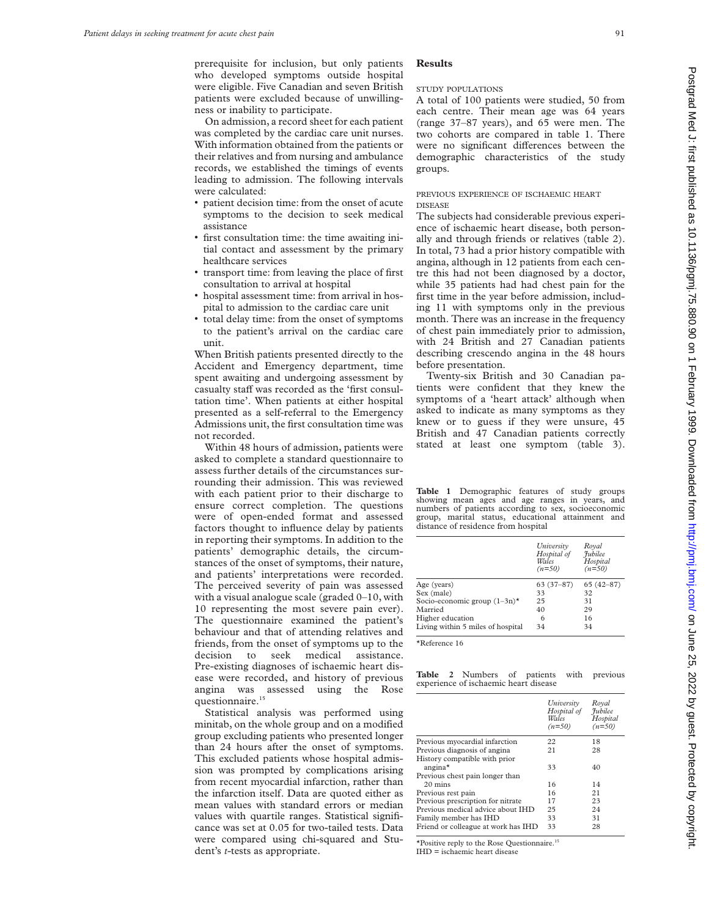prerequisite for inclusion, but only patients who developed symptoms outside hospital were eligible. Five Canadian and seven British patients were excluded because of unwillingness or inability to participate.

On admission, a record sheet for each patient was completed by the cardiac care unit nurses. With information obtained from the patients or their relatives and from nursing and ambulance records, we established the timings of events leading to admission. The following intervals were calculated:

- patient decision time: from the onset of acute symptoms to the decision to seek medical assistance
- first consultation time: the time awaiting initial contact and assessment by the primary healthcare services
- transport time: from leaving the place of first consultation to arrival at hospital
- hospital assessment time: from arrival in hospital to admission to the cardiac care unit
- total delay time: from the onset of symptoms to the patient's arrival on the cardiac care unit.

When British patients presented directly to the Accident and Emergency department, time spent awaiting and undergoing assessment by casualty staff was recorded as the 'first consultation time'. When patients at either hospital presented as a self-referral to the Emergency Admissions unit, the first consultation time was not recorded.

Within 48 hours of admission, patients were asked to complete a standard questionnaire to assess further details of the circumstances surrounding their admission. This was reviewed with each patient prior to their discharge to ensure correct completion. The questions were of open-ended format and assessed factors thought to influence delay by patients in reporting their symptoms. In addition to the patients' demographic details, the circumstances of the onset of symptoms, their nature, and patients' interpretations were recorded. The perceived severity of pain was assessed with a visual analogue scale (graded 0–10, with 10 representing the most severe pain ever). The questionnaire examined the patient's behaviour and that of attending relatives and friends, from the onset of symptoms up to the decision to seek medical assistance. Pre-existing diagnoses of ischaemic heart disease were recorded, and history of previous angina was assessed using the Rose questionnaire.[15]

Statistical analysis was performed using minitab, on the whole group and on a modified group excluding patients who presented longer than 24 hours after the onset of symptoms. This excluded patients whose hospital admission was prompted by complications arising from recent myocardial infarction, rather than the infarction itself. Data are quoted either as mean values with standard errors or median values with quartile ranges. Statistical significance was set at 0.05 for two-tailed tests. Data were compared using chi-squared and Student's *t*-tests as appropriate.

## Results

### STUDY POPULATIONS

A total of 100 patients were studied, 50 from each centre. Their mean age was 64 years (range 37–87 years), and 65 were men. The two cohorts are compared in table 1. There were no significant differences between the demographic characteristics of the study groups.

### PREVIOUS EXPERIENCE OF ISCHAEMIC HEART DISEASE

The subjects had considerable previous experience of ischaemic heart disease, both personally and through friends or relatives (table 2). In total, 73 had a prior history compatible with angina, although in 12 patients from each centre this had not been diagnosed by a doctor, while 35 patients had had chest pain for the first time in the year before admission, including 11 with symptoms only in the previous month. There was an increase in the frequency of chest pain immediately prior to admission, with 24 British and 27 Canadian patients describing crescendo angina in the 48 hours before presentation.

Twenty-six British and 30 Canadian patients were confident that they knew the symptoms of a 'heart attack' although when asked to indicate as many symptoms as they knew or to guess if they were unsure, 45 British and 47 Canadian patients correctly stated at least one symptom (table 3).

**Table 1** Demographic features of study groups showing mean ages and age ranges in years, and numbers of patients according to sex, socioeconomic group, marital status, educational attainment and distance of residence from hospital

| | *University Hospital of Wales (n=50)* | *Royal Jubilee Hospital (n=50)* |
|---|---|---|
| Age (years) | 63 (37–87) | 65 (42–87) |
| Sex (male) | 33 | 32 |
| Socio-economic group (1–3n)* | 25 | 31 |
| Married | 40 | 29 |
| Higher education | 6 | 16 |
| Living within 5 miles of hospital | 34 | 34 |

*Reference 16

**Table 2** Numbers of patients with previous experience of ischaemic heart disease

| | *University Hospital of Wales (n=50)* | *Royal Jubilee Hospital (n=50)* |
|---|---|---|
| Previous myocardial infarction | 22 | 18 |
| Previous diagnosis of angina | 21 | 28 |
| History compatible with prior angina* | 33 | 40 |
| Previous chest pain longer than 20 mins | 16 | 14 |
| Previous rest pain | 16 | 21 |
| Previous prescription for nitrate | 17 | 23 |
| Previous medical advice about IHD | 25 | 24 |
| Family member has IHD | 33 | 31 |
| Friend or colleague at work has IHD | 33 | 28 |

*Positive reply to the Rose Questionnaire.[15]
IHD = ischaemic heart disease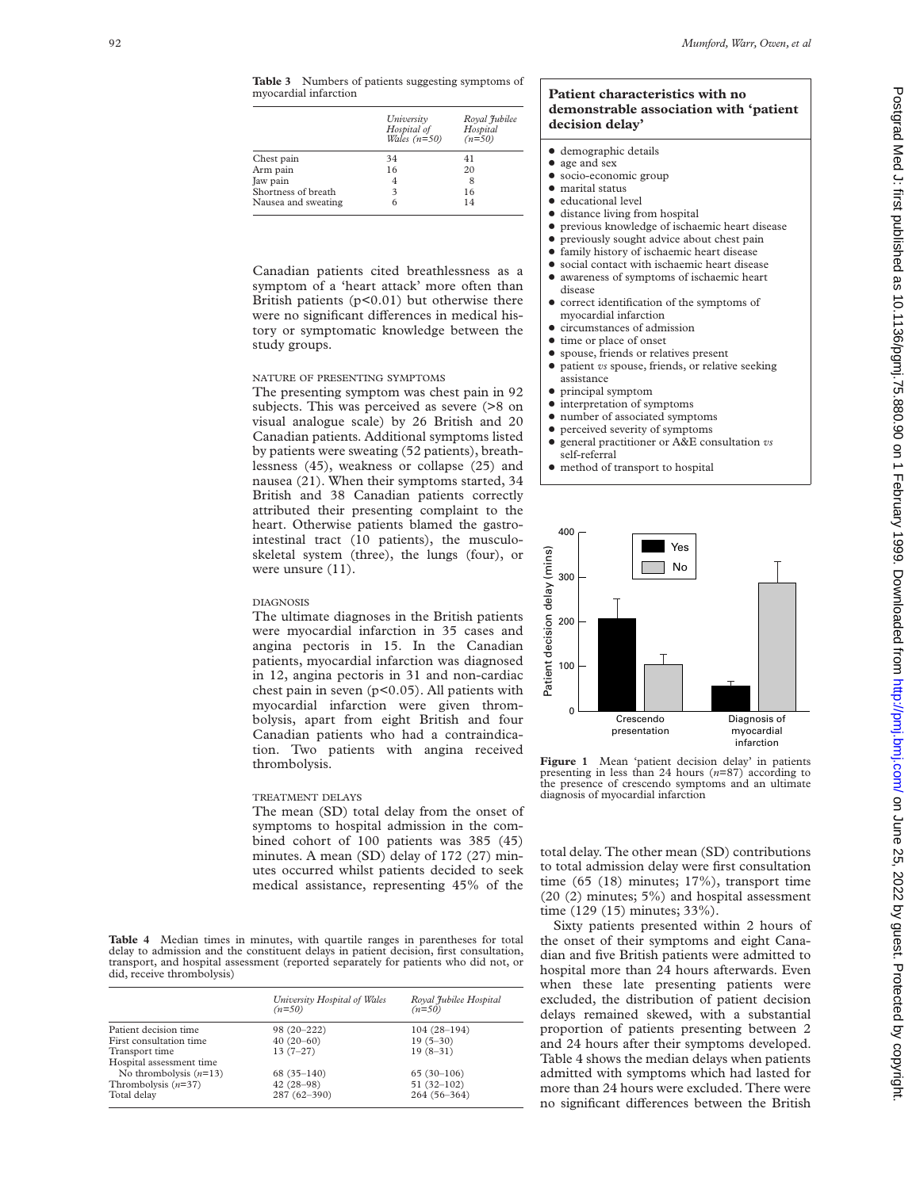**Table 3** Numbers of patients suggesting symptoms of myocardial infarction

| | *University Hospital of Wales (n=50)* | *Royal Jubilee Hospital (n=50)* |
|---|---|---|
| Chest pain | 34 | 41 |
| Arm pain | 16 | 20 |
| Jaw pain | 4 | 8 |
| Shortness of breath | 3 | 16 |
| Nausea and sweating | 6 | 14 |

Canadian patients cited breathlessness as a symptom of a 'heart attack' more often than British patients ($p<0.01$) but otherwise there were no significant differences in medical history or symptomatic knowledge between the study groups.

### NATURE OF PRESENTING SYMPTOMS

The presenting symptom was chest pain in 92 subjects. This was perceived as severe (>8 on visual analogue scale) by 26 British and 20 Canadian patients. Additional symptoms listed by patients were sweating (52 patients), breathlessness (45), weakness or collapse (25) and nausea (21). When their symptoms started, 34 British and 38 Canadian patients correctly attributed their presenting complaint to the heart. Otherwise patients blamed the gastrointestinal tract (10 patients), the musculoskeletal system (three), the lungs (four), or were unsure (11).

### DIAGNOSIS

The ultimate diagnoses in the British patients were myocardial infarction in 35 cases and angina pectoris in 15. In the Canadian patients, myocardial infarction was diagnosed in 12, angina pectoris in 31 and non-cardiac chest pain in seven ($p<0.05$). All patients with myocardial infarction were given thrombolysis, apart from eight British and four Canadian patients who had a contraindication. Two patients with angina received thrombolysis.

### TREATMENT DELAYS

The mean (SD) total delay from the onset of symptoms to hospital admission in the combined cohort of 100 patients was 385 (45) minutes. A mean (SD) delay of 172 (27) minutes occurred whilst patients decided to seek medical assistance, representing 45% of the total delay. The other mean (SD) contributions to total admission delay were first consultation time (65 (18) minutes; 17%), transport time (20 (2) minutes; 5%) and hospital assessment time (129 (15) minutes; 33%).

Sixty patients presented within 2 hours of the onset of their symptoms and eight Canadian and five British patients were admitted to hospital more than 24 hours afterwards. Even when these late presenting patients were excluded, the distribution of patient decision delays remained skewed, with a substantial proportion of patients presenting between 2 and 24 hours after their symptoms developed. Table 4 shows the median delays when patients admitted with symptoms which had lasted for more than 24 hours were excluded. There were no significant differences between the British

**Table 4** Median times in minutes, with quartile ranges in parentheses for total delay to admission and the constituent delays in patient decision, first consultation, transport, and hospital assessment (reported separately for patients who did not, or did, receive thrombolysis)

| | *University Hospital of Wales (n=50)* | *Royal Jubilee Hospital (n=50)* |
|---|---|---|
| Patient decision time | 98 (20–222) | 104 (28–194) |
| First consultation time | 40 (20–60) | 19 (5–30) |
| Transport time | 13 (7–27) | 19 (8–31) |
| Hospital assessment time | | |
| No thrombolysis (*n*=13) | 68 (35–140) | 65 (30–106) |
| Thrombolysis (*n*=37) | 42 (28–98) | 51 (32–102) |
| Total delay | 287 (62–390) | 264 (56–364) |

**Patient characteristics with no demonstrable association with 'patient decision delay'**

- demographic details
- age and sex
- socio-economic group
- marital status
- educational level
- distance living from hospital
- previous knowledge of ischaemic heart disease
- previously sought advice about chest pain
- family history of ischaemic heart disease
- social contact with ischaemic heart disease
- awareness of symptoms of ischaemic heart disease
- correct identification of the symptoms of myocardial infarction
- circumstances of admission
- time or place of onset
- spouse, friends or relatives present
- patient *vs* spouse, friends, or relative seeking assistance
- principal symptom
- interpretation of symptoms
- number of associated symptoms
- perceived severity of symptoms
- general practitioner or A&E consultation *vs* self-referral
- method of transport to hospital

**Figure 1** Mean 'patient decision delay' in patients presenting in less than 24 hours (*n*=87) according to the presence of crescendo symptoms and an ultimate diagnosis of myocardial infarction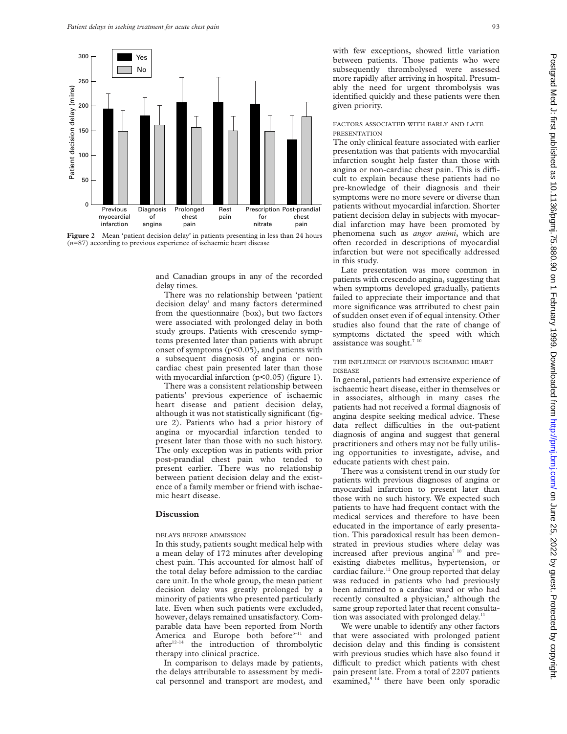Figure 2 Mean 'patient decision delay' in patients presenting in less than 24 hours ($n$=87) according to previous experience of ischaemic heart disease

and Canadian groups in any of the recorded delay times.

There was no relationship between 'patient decision delay' and many factors determined from the questionnaire (box), but two factors were associated with prolonged delay in both study groups. Patients with crescendo symptoms presented later than patients with abrupt onset of symptoms ($p<0.05$), and patients with a subsequent diagnosis of angina or non-cardiac chest pain presented later than those with myocardial infarction ($p<0.05$) (figure 1).

There was a consistent relationship between patients' previous experience of ischaemic heart disease and patient decision delay, although it was not statistically significant (figure 2). Patients who had a prior history of angina or myocardial infarction tended to present later than those with no such history. The only exception was in patients with prior post-prandial chest pain who tended to present earlier. There was no relationship between patient decision delay and the existence of a family member or friend with ischaemic heart disease.

## Discussion

### DELAYS BEFORE ADMISSION

In this study, patients sought medical help with a mean delay of 172 minutes after developing chest pain. This accounted for almost half of the total delay before admission to the cardiac care unit. In the whole group, the mean patient decision delay was greatly prolonged by a minority of patients who presented particularly late. Even when such patients were excluded, however, delays remained unsatisfactory. Comparable data have been reported from North America and Europe both before[5–11] and after[12–14] the introduction of thrombolytic therapy into clinical practice.

In comparison to delays made by patients, the delays attributable to assessment by medical personnel and transport are modest, and with few exceptions, showed little variation between patients. Those patients who were subsequently thrombolysed were assessed more rapidly after arriving in hospital. Presumably the need for urgent thrombolysis was identified quickly and these patients were then given priority.

### FACTORS ASSOCIATED WITH EARLY AND LATE PRESENTATION

The only clinical feature associated with earlier presentation was that patients with myocardial infarction sought help faster than those with angina or non-cardiac chest pain. This is difficult to explain because these patients had no pre-knowledge of their diagnosis and their symptoms were no more severe or diverse than patients without myocardial infarction. Shorter patient decision delay in subjects with myocardial infarction may have been promoted by phenomena such as *angor animi*, which are often recorded in descriptions of myocardial infarction but were not specifically addressed in this study.

Late presentation was more common in patients with crescendo angina, suggesting that when symptoms developed gradually, patients failed to appreciate their importance and that more significance was attributed to chest pain of sudden onset even if of equal intensity. Other studies also found that the rate of change of symptoms dictated the speed with which assistance was sought.[7,10]

### THE INFLUENCE OF PREVIOUS ISCHAEMIC HEART DISEASE

In general, patients had extensive experience of ischaemic heart disease, either in themselves or in associates, although in many cases the patients had not received a formal diagnosis of angina despite seeking medical advice. These data reflect difficulties in the out-patient diagnosis of angina and suggest that general practitioners and others may not be fully utilising opportunities to investigate, advise, and educate patients with chest pain.

There was a consistent trend in our study for patients with previous diagnoses of angina or myocardial infarction to present later than those with no such history. We expected such patients to have had frequent contact with the medical services and therefore to have been educated in the importance of early presentation. This paradoxical result has been demonstrated in previous studies where delay was increased after previous angina[7,10] and pre-existing diabetes mellitus, hypertension, or cardiac failure.[12] One group reported that delay was reduced in patients who had previously been admitted to a cardiac ward or who had recently consulted a physician,[8] although the same group reported later that recent consultation was associated with prolonged delay.[11]

We were unable to identify any other factors that were associated with prolonged patient decision delay and this finding is consistent with previous studies which have also found it difficult to predict which patients with chest pain present late. From a total of 2207 patients examined,[5–14] there have been only sporadic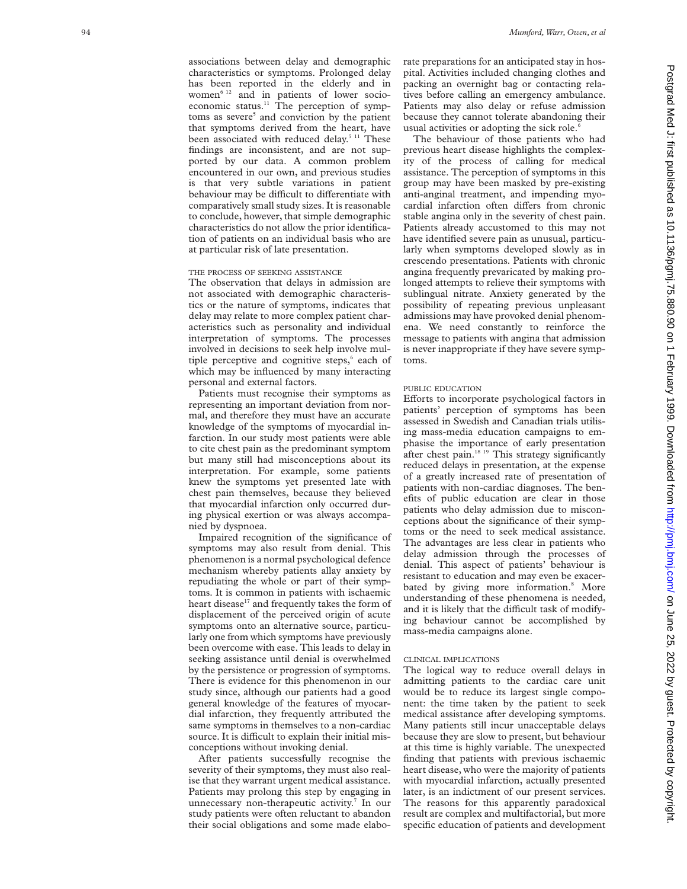associations between delay and demographic characteristics or symptoms. Prolonged delay has been reported in the elderly and in women[6 12] and in patients of lower socioeconomic status.[11] The perception of symptoms as severe[5] and conviction by the patient that symptoms derived from the heart, have been associated with reduced delay.[5 11] These findings are inconsistent, and are not supported by our data. A common problem encountered in our own, and previous studies is that very subtle variations in patient behaviour may be difficult to differentiate with comparatively small study sizes. It is reasonable to conclude, however, that simple demographic characteristics do not allow the prior identification of patients on an individual basis who are at particular risk of late presentation.

### THE PROCESS OF SEEKING ASSISTANCE

The observation that delays in admission are not associated with demographic characteristics or the nature of symptoms, indicates that delay may relate to more complex patient characteristics such as personality and individual interpretation of symptoms. The processes involved in decisions to seek help involve multiple perceptive and cognitive steps,[6] each of which may be influenced by many interacting personal and external factors.

Patients must recognise their symptoms as representing an important deviation from normal, and therefore they must have an accurate knowledge of the symptoms of myocardial infarction. In our study most patients were able to cite chest pain as the predominant symptom but many still had misconceptions about its interpretation. For example, some patients knew the symptoms yet presented late with chest pain themselves, because they believed that myocardial infarction only occurred during physical exertion or was always accompanied by dyspnoea.

Impaired recognition of the significance of symptoms may also result from denial. This phenomenon is a normal psychological defence mechanism whereby patients allay anxiety by repudiating the whole or part of their symptoms. It is common in patients with ischaemic heart disease[17] and frequently takes the form of displacement of the perceived origin of acute symptoms onto an alternative source, particularly one from which symptoms have previously been overcome with ease. This leads to delay in seeking assistance until denial is overwhelmed by the persistence or progression of symptoms. There is evidence for this phenomenon in our study since, although our patients had a good general knowledge of the features of myocardial infarction, they frequently attributed the same symptoms in themselves to a non-cardiac source. It is difficult to explain their initial misconceptions without invoking denial.

After patients successfully recognise the severity of their symptoms, they must also realise that they warrant urgent medical assistance. Patients may prolong this step by engaging in unnecessary non-therapeutic activity.[7] In our study patients were often reluctant to abandon their social obligations and some made elaborate preparations for an anticipated stay in hospital. Activities included changing clothes and packing an overnight bag or contacting relatives before calling an emergency ambulance. Patients may also delay or refuse admission because they cannot tolerate abandoning their usual activities or adopting the sick role.[6]

The behaviour of those patients who had previous heart disease highlights the complexity of the process of calling for medical assistance. The perception of symptoms in this group may have been masked by pre-existing anti-anginal treatment, and impending myocardial infarction often differs from chronic stable angina only in the severity of chest pain. Patients already accustomed to this may not have identified severe pain as unusual, particularly when symptoms developed slowly as in crescendo presentations. Patients with chronic angina frequently prevaricated by making prolonged attempts to relieve their symptoms with sublingual nitrate. Anxiety generated by the possibility of repeating previous unpleasant admissions may have provoked denial phenomena. We need constantly to reinforce the message to patients with angina that admission is never inappropriate if they have severe symptoms.

### PUBLIC EDUCATION

Efforts to incorporate psychological factors in patients' perception of symptoms has been assessed in Swedish and Canadian trials utilising mass-media education campaigns to emphasise the importance of early presentation after chest pain.[18 19] This strategy significantly reduced delays in presentation, at the expense of a greatly increased rate of presentation of patients with non-cardiac diagnoses. The benefits of public education are clear in those patients who delay admission due to misconceptions about the significance of their symptoms or the need to seek medical assistance. The advantages are less clear in patients who delay admission through the processes of denial. This aspect of patients' behaviour is resistant to education and may even be exacerbated by giving more information.[8] More understanding of these phenomena is needed, and it is likely that the difficult task of modifying behaviour cannot be accomplished by mass-media campaigns alone.

### CLINICAL IMPLICATIONS

The logical way to reduce overall delays in admitting patients to the cardiac care unit would be to reduce its largest single component: the time taken by the patient to seek medical assistance after developing symptoms. Many patients still incur unacceptable delays because they are slow to present, but behaviour at this time is highly variable. The unexpected finding that patients with previous ischaemic heart disease, who were the majority of patients with myocardial infarction, actually presented later, is an indictment of our present services. The reasons for this apparently paradoxical result are complex and multifactorial, but more specific education of patients and development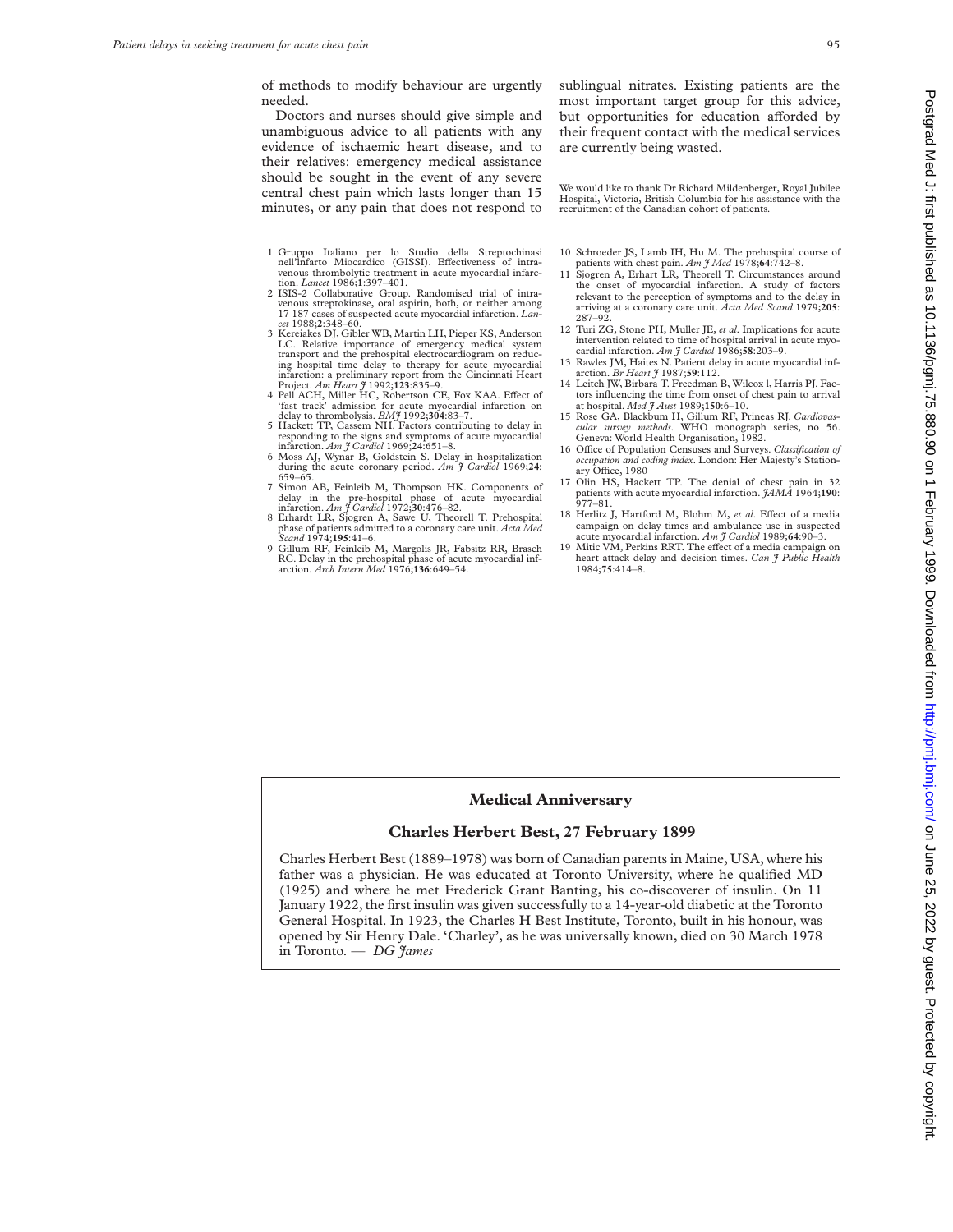of methods to modify behaviour are urgently needed.

Doctors and nurses should give simple and unambiguous advice to all patients with any evidence of ischaemic heart disease, and to their relatives: emergency medical assistance should be sought in the event of any severe central chest pain which lasts longer than 15 minutes, or any pain that does not respond to sublingual nitrates. Existing patients are the most important target group for this advice, but opportunities for education afforded by their frequent contact with the medical services are currently being wasted.

We would like to thank Dr Richard Mildenberger, Royal Jubilee Hospital, Victoria, British Columbia for his assistance with the recruitment of the Canadian cohort of patients.

1 Gruppo Italiano per lo Studio della Streptochinasi nell'Infarto Miocardico (GISSI). Effectiveness of intravenous thrombolytic treatment in acute myocardial infarction. *Lancet* 1986;**1**:397–401.
2 ISIS-2 Collaborative Group. Randomised trial of intravenous streptokinase, oral aspirin, both, or neither among 17 187 cases of suspected acute myocardial infarction. *Lancet* 1988;**2**:348–60.
3 Kereiakes DJ, Gibler WB, Martin LH, Pieper KS, Anderson LC. Relative importance of emergency medical system transport and the prehospital electrocardiogram on reducing hospital time delay to therapy for acute myocardial infarction: a preliminary report from the Cincinnati Heart Project. *Am Heart J* 1992;**123**:835–9.
4 Pell ACH, Miller HC, Robertson CE, Fox KAA. Effect of 'fast track' admission for acute myocardial infarction on delay to thrombolysis. *BMJ* 1992;**304**:83–7.
5 Hackett TP, Cassem NH. Factors contributing to delay in responding to the signs and symptoms of acute myocardial infarction. *Am J Cardiol* 1969;**24**:651–8.
6 Moss AJ, Wynar B, Goldstein S. Delay in hospitalization during the acute coronary period. *Am J Cardiol* 1969;**24**:659–65.
7 Simon AB, Feinleib M, Thompson HK. Components of delay in the pre-hospital phase of acute myocardial infarction. *Am J Cardiol* 1972;**30**:476–82.
8 Erhardt LR, Sjogren A, Sawe U, Theorell T. Prehospital phase of patients admitted to a coronary care unit. *Acta Med Scand* 1974;**195**:41–6.
9 Gillum RF, Feinleib M, Margolis JR, Fabsitz RR, Brasch RC. Delay in the prehospital phase of acute myocardial infarction. *Arch Intern Med* 1976;**136**:649–54.
10 Schroeder JS, Lamb IH, Hu M. The prehospital course of patients with chest pain. *Am J Med* 1978;**64**:742–8.
11 Sjogren A, Erhart LR, Theorell T. Circumstances around the onset of myocardial infarction. A study of factors relevant to the perception of symptoms and to the delay in arriving at a coronary care unit. *Acta Med Scand* 1979;**205**:287–92.
12 Turi ZG, Stone PH, Muller JE, *et al*. Implications for acute intervention related to time of hospital arrival in acute myocardial infarction. *Am J Cardiol* 1986;**58**:203–9.
13 Rawles JM, Haites N. Patient delay in acute myocardial infarction. *Br Heart J* 1987;**59**:112.
14 Leitch JW, Birbara T. Freedman B, Wilcox l, Harris PJ. Factors influencing the time from onset of chest pain to arrival at hospital. *Med J Aust* 1989;**150**:6–10.
15 Rose GA, Blackbum H, Gillum RF, Prineas RJ. *Cardiovascular survey methods*. WHO monograph series, no 56. Geneva: World Health Organisation, 1982.
16 Office of Population Censuses and Surveys. *Classification of occupation and coding index*. London: Her Majesty's Stationary Office, 1980
17 Olin HS, Hackett TP. The denial of chest pain in 32 patients with acute myocardial infarction. *JAMA* 1964;**190**:977–81.
18 Herlitz J, Hartford M, Blohm M, *et al*. Effect of a media campaign on delay times and ambulance use in suspected acute myocardial infarction. *Am J Cardiol* 1989;**64**:90–3.
19 Mitic VM, Perkins RRT. The effect of a media campaign on heart attack delay and decision times. *Can J Public Health* 1984;**75**:414–8.

## Medical Anniversary

### Charles Herbert Best, 27 February 1899

Charles Herbert Best (1889–1978) was born of Canadian parents in Maine, USA, where his father was a physician. He was educated at Toronto University, where he qualified MD (1925) and where he met Frederick Grant Banting, his co-discoverer of insulin. On 11 January 1922, the first insulin was given successfully to a 14-year-old diabetic at the Toronto General Hospital. In 1923, the Charles H Best Institute, Toronto, built in his honour, was opened by Sir Henry Dale. 'Charley', as he was universally known, died on 30 March 1978 in Toronto. — *DG James*